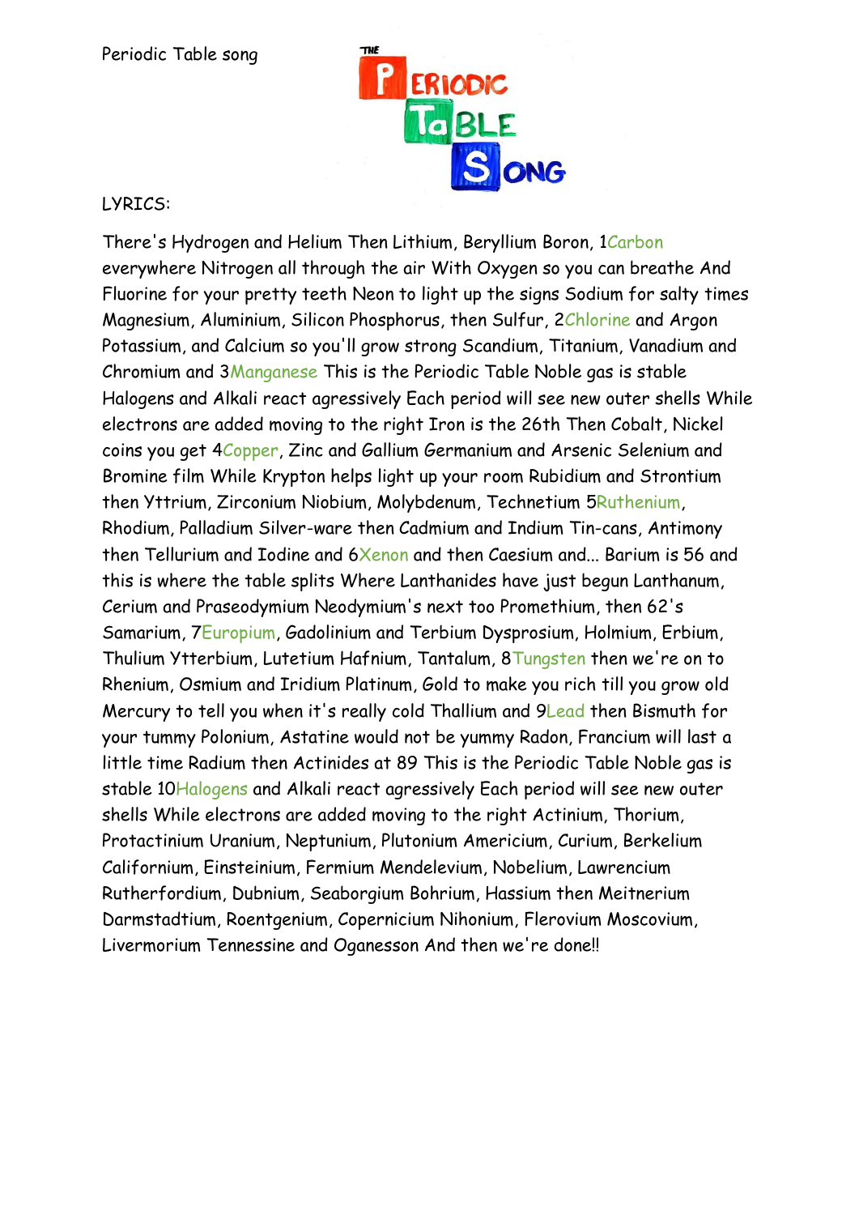Periodic Table song

# THE PERIODIC TABLE SONG

LYRICS:

There's Hydrogen and Helium Then Lithium, Beryllium Boron, 1Carbon everywhere Nitrogen all through the air With Oxygen so you can breathe And Fluorine for your pretty teeth Neon to light up the signs Sodium for salty times Magnesium, Aluminium, Silicon Phosphorus, then Sulfur, 2Chlorine and Argon Potassium, and Calcium so you'll grow strong Scandium, Titanium, Vanadium and Chromium and 3Manganese This is the Periodic Table Noble gas is stable Halogens and Alkali react agressively Each period will see new outer shells While electrons are added moving to the right Iron is the 26th Then Cobalt, Nickel coins you get 4Copper, Zinc and Gallium Germanium and Arsenic Selenium and Bromine film While Krypton helps light up your room Rubidium and Strontium then Yttrium, Zirconium Niobium, Molybdenum, Technetium 5Ruthenium, Rhodium, Palladium Silver-ware then Cadmium and Indium Tin-cans, Antimony then Tellurium and Iodine and 6Xenon and then Caesium and... Barium is 56 and this is where the table splits Where Lanthanides have just begun Lanthanum, Cerium and Praseodymium Neodymium's next too Promethium, then 62's Samarium, 7Europium, Gadolinium and Terbium Dysprosium, Holmium, Erbium, Thulium Ytterbium, Lutetium Hafnium, Tantalum, 8Tungsten then we're on to Rhenium, Osmium and Iridium Platinum, Gold to make you rich till you grow old Mercury to tell you when it's really cold Thallium and 9Lead then Bismuth for your tummy Polonium, Astatine would not be yummy Radon, Francium will last a little time Radium then Actinides at 89 This is the Periodic Table Noble gas is stable 10Halogens and Alkali react agressively Each period will see new outer shells While electrons are added moving to the right Actinium, Thorium, Protactinium Uranium, Neptunium, Plutonium Americium, Curium, Berkelium Californium, Einsteinium, Fermium Mendelevium, Nobelium, Lawrencium Rutherfordium, Dubnium, Seaborgium Bohrium, Hassium then Meitnerium Darmstadtium, Roentgenium, Copernicium Nihonium, Flerovium Moscovium, Livermorium Tennessine and Oganesson And then we're done!!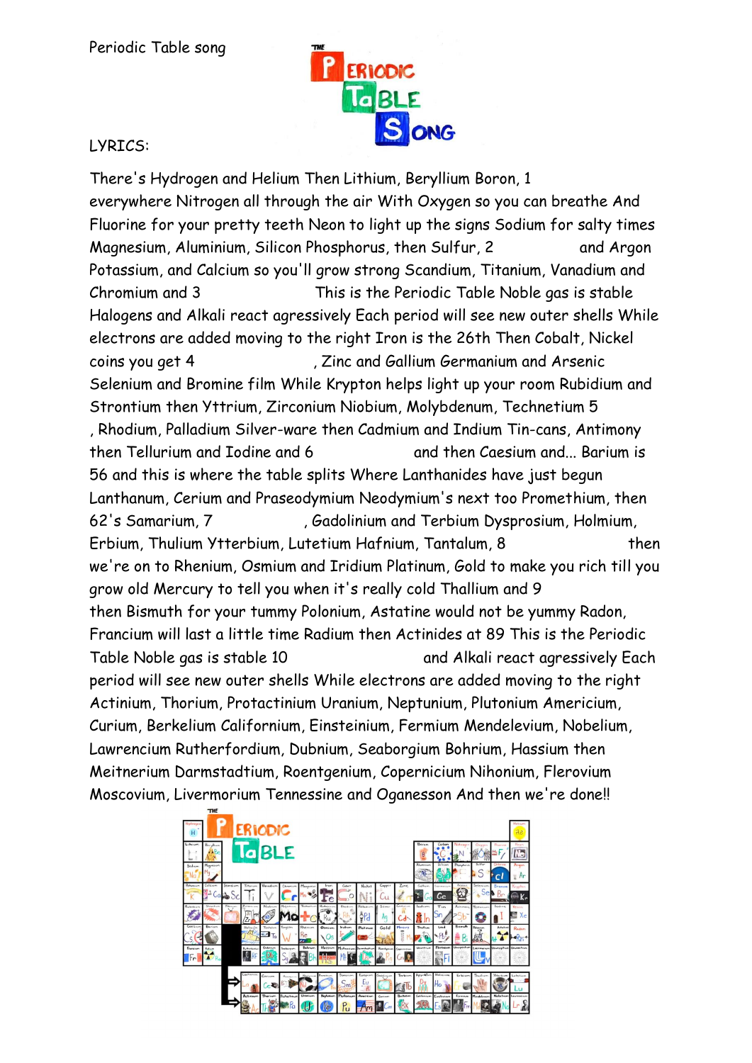Periodic Table song

LYRICS:

There's Hydrogen and Helium Then Lithium, Beryllium Boron, 1 everywhere Nitrogen all through the air With Oxygen so you can breathe And Fluorine for your pretty teeth Neon to light up the signs Sodium for salty times Magnesium, Aluminium, Silicon Phosphorus, then Sulfur, 2 and Argon Potassium, and Calcium so you'll grow strong Scandium, Titanium, Vanadium and Chromium and 3 This is the Periodic Table Noble gas is stable Halogens and Alkali react agressively Each period will see new outer shells While electrons are added moving to the right Iron is the 26th Then Cobalt, Nickel coins you get 4 , Zinc and Gallium Germanium and Arsenic Selenium and Bromine film While Krypton helps light up your room Rubidium and Strontium then Yttrium, Zirconium Niobium, Molybdenum, Technetium 5 , Rhodium, Palladium Silver-ware then Cadmium and Indium Tin-cans, Antimony then Tellurium and Iodine and 6 and then Caesium and... Barium is 56 and this is where the table splits Where Lanthanides have just begun Lanthanum, Cerium and Praseodymium Neodymium's next too Promethium, then 62's Samarium, 7 , Gadolinium and Terbium Dysprosium, Holmium, Erbium, Thulium Ytterbium, Lutetium Hafnium, Tantalum, 8 then we're on to Rhenium, Osmium and Iridium Platinum, Gold to make you rich till you grow old Mercury to tell you when it's really cold Thallium and 9 then Bismuth for your tummy Polonium, Astatine would not be yummy Radon, Francium will last a little time Radium then Actinides at 89 This is the Periodic Table Noble gas is stable 10 and Alkali react agressively Each period will see new outer shells While electrons are added moving to the right Actinium, Thorium, Protactinium Uranium, Neptunium, Plutonium Americium, Curium, Berkelium Californium, Einsteinium, Fermium Mendelevium, Nobelium, Lawrencium Rutherfordium, Dubnium, Seaborgium Bohrium, Hassium then Meitnerium Darmstadtium, Roentgenium, Copernicium Nihonium, Flerovium Moscovium, Livermorium Tennessine and Oganesson And then we're done!!